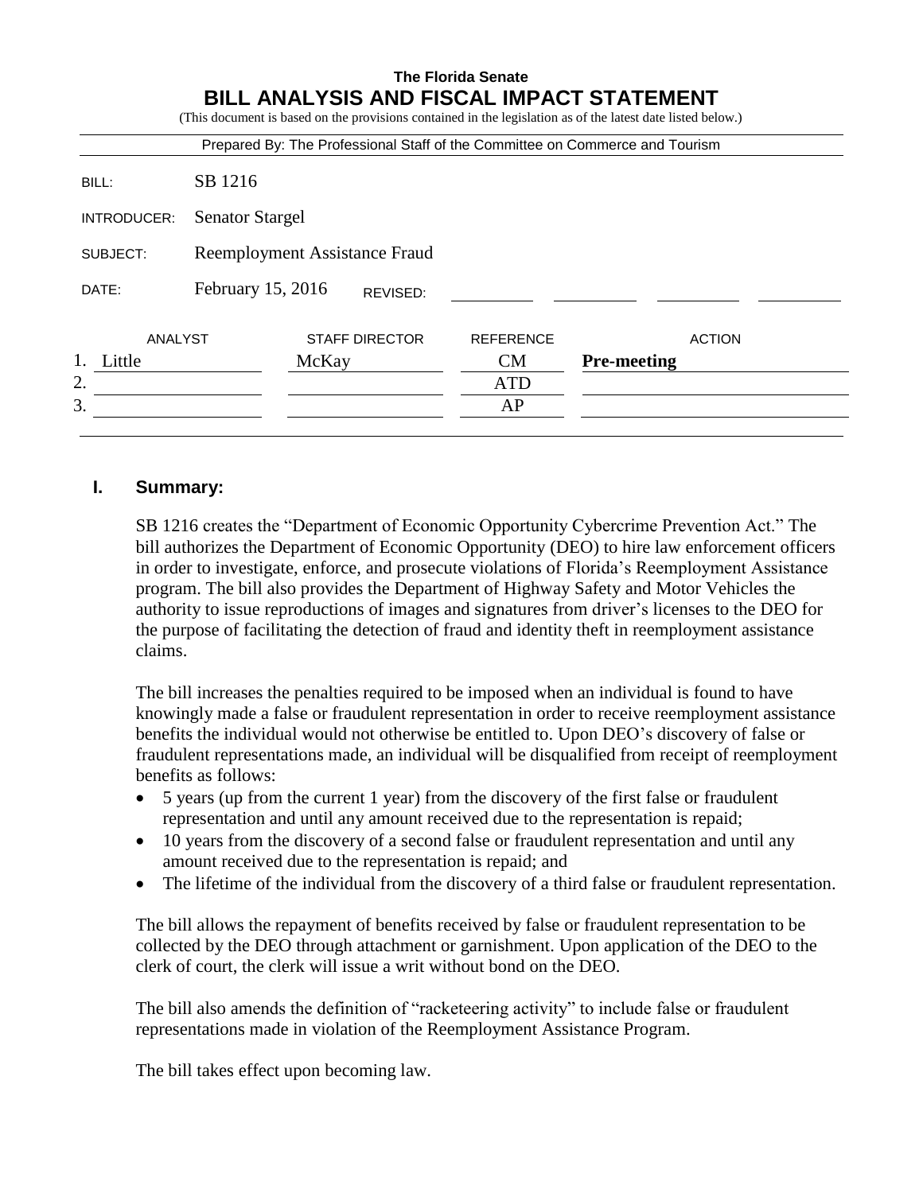**The Florida Senate**

# BILL ANALYSIS AND FISCAL IMPACT STATEMENT

(This document is based on the provisions contained in the legislation as of the latest date listed below.)

Prepared By: The Professional Staff of the Committee on Commerce and Tourism

| | |
|---|---|
| BILL: | SB 1216 |
| INTRODUCER: | Senator Stargel |
| SUBJECT: | Reemployment Assistance Fraud |
| DATE: | February 15, 2016 REVISED: |

| | ANALYST | STAFF DIRECTOR | REFERENCE | ACTION |
|---|---|---|---|---|
| 1. | Little | McKay | CM | **Pre-meeting** |
| 2. | | | ATD | |
| 3. | | | AP | |

## I. Summary:

SB 1216 creates the "Department of Economic Opportunity Cybercrime Prevention Act." The bill authorizes the Department of Economic Opportunity (DEO) to hire law enforcement officers in order to investigate, enforce, and prosecute violations of Florida's Reemployment Assistance program. The bill also provides the Department of Highway Safety and Motor Vehicles the authority to issue reproductions of images and signatures from driver's licenses to the DEO for the purpose of facilitating the detection of fraud and identity theft in reemployment assistance claims.

The bill increases the penalties required to be imposed when an individual is found to have knowingly made a false or fraudulent representation in order to receive reemployment assistance benefits the individual would not otherwise be entitled to. Upon DEO's discovery of false or fraudulent representations made, an individual will be disqualified from receipt of reemployment benefits as follows:

- 5 years (up from the current 1 year) from the discovery of the first false or fraudulent representation and until any amount received due to the representation is repaid;
- 10 years from the discovery of a second false or fraudulent representation and until any amount received due to the representation is repaid; and
- The lifetime of the individual from the discovery of a third false or fraudulent representation.

The bill allows the repayment of benefits received by false or fraudulent representation to be collected by the DEO through attachment or garnishment. Upon application of the DEO to the clerk of court, the clerk will issue a writ without bond on the DEO.

The bill also amends the definition of "racketeering activity" to include false or fraudulent representations made in violation of the Reemployment Assistance Program.

The bill takes effect upon becoming law.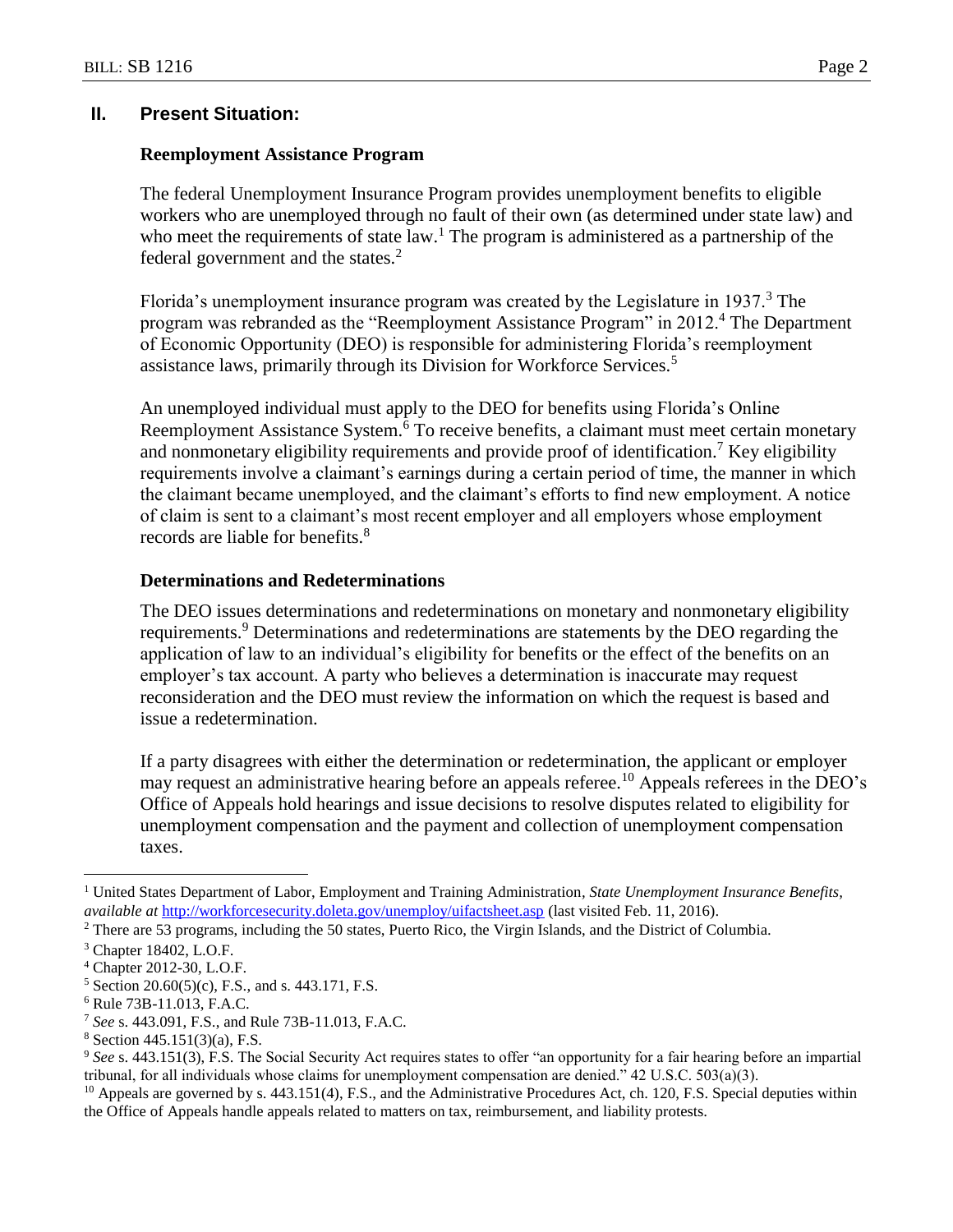## II. Present Situation:

### Reemployment Assistance Program

The federal Unemployment Insurance Program provides unemployment benefits to eligible workers who are unemployed through no fault of their own (as determined under state law) and who meet the requirements of state law.[1] The program is administered as a partnership of the federal government and the states.[2]

Florida's unemployment insurance program was created by the Legislature in 1937.[3] The program was rebranded as the "Reemployment Assistance Program" in 2012.[4] The Department of Economic Opportunity (DEO) is responsible for administering Florida's reemployment assistance laws, primarily through its Division for Workforce Services.[5]

An unemployed individual must apply to the DEO for benefits using Florida's Online Reemployment Assistance System.[6] To receive benefits, a claimant must meet certain monetary and nonmonetary eligibility requirements and provide proof of identification.[7] Key eligibility requirements involve a claimant's earnings during a certain period of time, the manner in which the claimant became unemployed, and the claimant's efforts to find new employment. A notice of claim is sent to a claimant's most recent employer and all employers whose employment records are liable for benefits.[8]

### Determinations and Redeterminations

The DEO issues determinations and redeterminations on monetary and nonmonetary eligibility requirements.[9] Determinations and redeterminations are statements by the DEO regarding the application of law to an individual's eligibility for benefits or the effect of the benefits on an employer's tax account. A party who believes a determination is inaccurate may request reconsideration and the DEO must review the information on which the request is based and issue a redetermination.

If a party disagrees with either the determination or redetermination, the applicant or employer may request an administrative hearing before an appeals referee.[10] Appeals referees in the DEO's Office of Appeals hold hearings and issue decisions to resolve disputes related to eligibility for unemployment compensation and the payment and collection of unemployment compensation taxes.

---

[1] United States Department of Labor, Employment and Training Administration, *State Unemployment Insurance Benefits*, *available at* http://workforcesecurity.doleta.gov/unemploy/uifactsheet.asp (last visited Feb. 11, 2016).

[2] There are 53 programs, including the 50 states, Puerto Rico, the Virgin Islands, and the District of Columbia.

[3] Chapter 18402, L.O.F.

[4] Chapter 2012-30, L.O.F.

[5] Section 20.60(5)(c), F.S., and s. 443.171, F.S.

[6] Rule 73B-11.013, F.A.C.

[7] *See* s. 443.091, F.S., and Rule 73B-11.013, F.A.C.

[8] Section 445.151(3)(a), F.S.

[9] *See* s. 443.151(3), F.S. The Social Security Act requires states to offer "an opportunity for a fair hearing before an impartial tribunal, for all individuals whose claims for unemployment compensation are denied." 42 U.S.C. 503(a)(3).

[10] Appeals are governed by s. 443.151(4), F.S., and the Administrative Procedures Act, ch. 120, F.S. Special deputies within the Office of Appeals handle appeals related to matters on tax, reimbursement, and liability protests.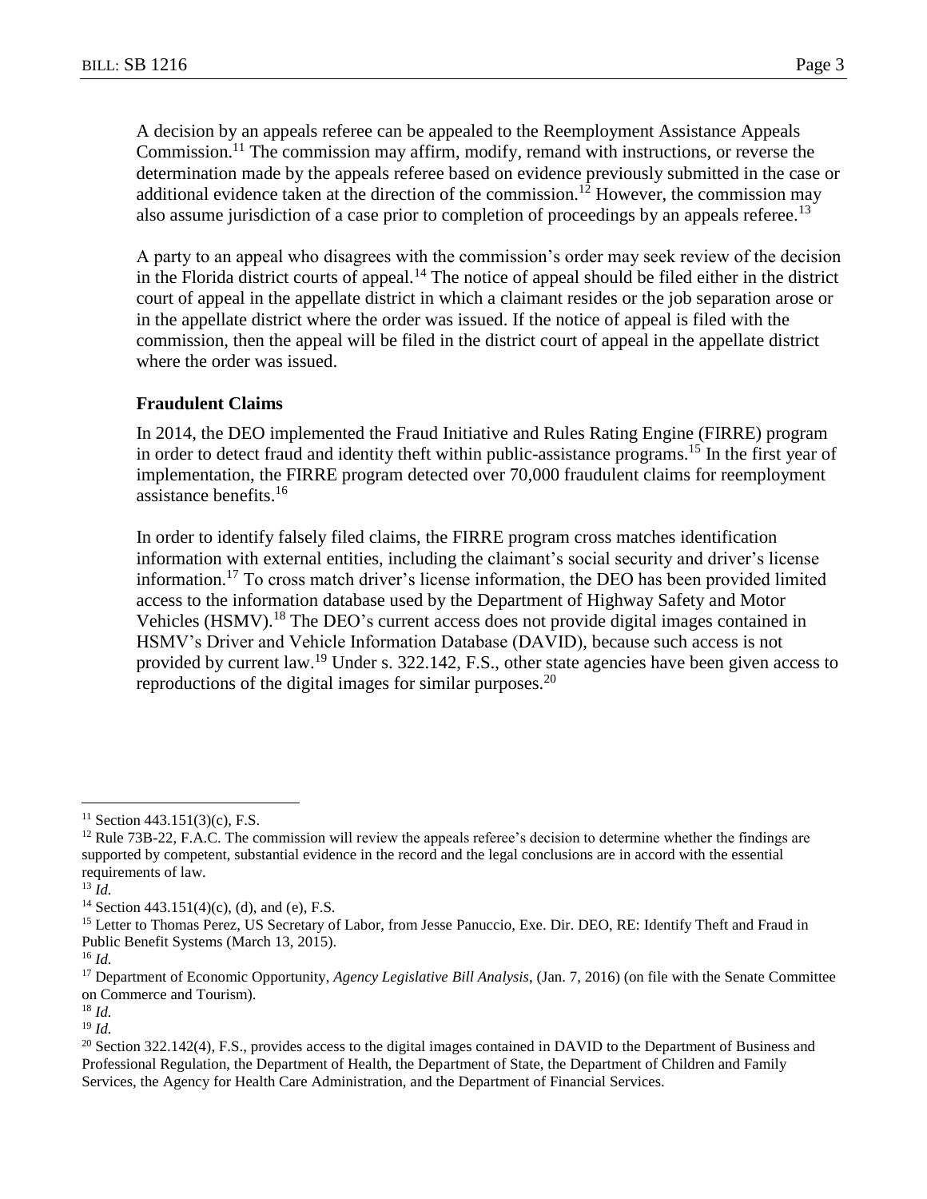A decision by an appeals referee can be appealed to the Reemployment Assistance Appeals Commission.[11] The commission may affirm, modify, remand with instructions, or reverse the determination made by the appeals referee based on evidence previously submitted in the case or additional evidence taken at the direction of the commission.[12] However, the commission may also assume jurisdiction of a case prior to completion of proceedings by an appeals referee.[13]

A party to an appeal who disagrees with the commission's order may seek review of the decision in the Florida district courts of appeal.[14] The notice of appeal should be filed either in the district court of appeal in the appellate district in which a claimant resides or the job separation arose or in the appellate district where the order was issued. If the notice of appeal is filed with the commission, then the appeal will be filed in the district court of appeal in the appellate district where the order was issued.

**Fraudulent Claims**

In 2014, the DEO implemented the Fraud Initiative and Rules Rating Engine (FIRRE) program in order to detect fraud and identity theft within public-assistance programs.[15] In the first year of implementation, the FIRRE program detected over 70,000 fraudulent claims for reemployment assistance benefits.[16]

In order to identify falsely filed claims, the FIRRE program cross matches identification information with external entities, including the claimant's social security and driver's license information.[17] To cross match driver's license information, the DEO has been provided limited access to the information database used by the Department of Highway Safety and Motor Vehicles (HSMV).[18] The DEO's current access does not provide digital images contained in HSMV's Driver and Vehicle Information Database (DAVID), because such access is not provided by current law.[19] Under s. 322.142, F.S., other state agencies have been given access to reproductions of the digital images for similar purposes.[20]

---

[11] Section 443.151(3)(c), F.S.

[12] Rule 73B-22, F.A.C. The commission will review the appeals referee's decision to determine whether the findings are supported by competent, substantial evidence in the record and the legal conclusions are in accord with the essential requirements of law.

[13] *Id.*

[14] Section 443.151(4)(c), (d), and (e), F.S.

[15] Letter to Thomas Perez, US Secretary of Labor, from Jesse Panuccio, Exe. Dir. DEO, RE: Identify Theft and Fraud in Public Benefit Systems (March 13, 2015).

[16] *Id.*

[17] Department of Economic Opportunity, *Agency Legislative Bill Analysis*, (Jan. 7, 2016) (on file with the Senate Committee on Commerce and Tourism).

[18] *Id.*

[19] *Id.*

[20] Section 322.142(4), F.S., provides access to the digital images contained in DAVID to the Department of Business and Professional Regulation, the Department of Health, the Department of State, the Department of Children and Family Services, the Agency for Health Care Administration, and the Department of Financial Services.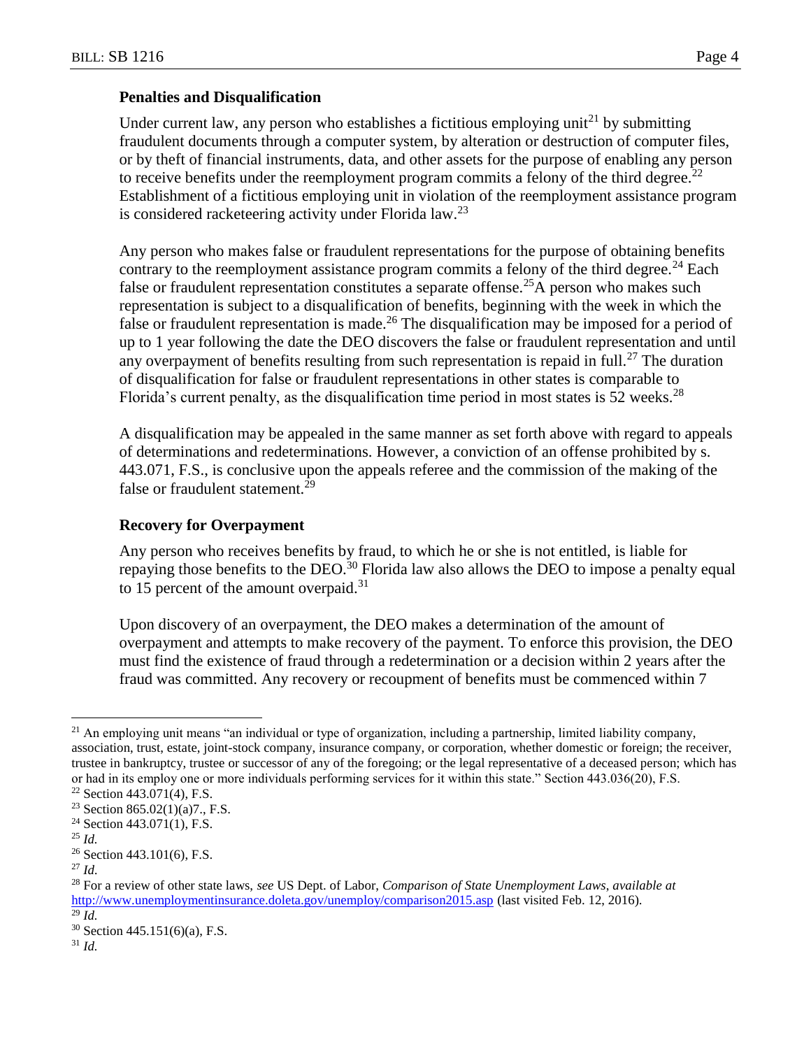### Penalties and Disqualification

Under current law, any person who establishes a fictitious employing unit[21] by submitting fraudulent documents through a computer system, by alteration or destruction of computer files, or by theft of financial instruments, data, and other assets for the purpose of enabling any person to receive benefits under the reemployment program commits a felony of the third degree.[22] Establishment of a fictitious employing unit in violation of the reemployment assistance program is considered racketeering activity under Florida law.[23]

Any person who makes false or fraudulent representations for the purpose of obtaining benefits contrary to the reemployment assistance program commits a felony of the third degree.[24] Each false or fraudulent representation constitutes a separate offense.[25] A person who makes such representation is subject to a disqualification of benefits, beginning with the week in which the false or fraudulent representation is made.[26] The disqualification may be imposed for a period of up to 1 year following the date the DEO discovers the false or fraudulent representation and until any overpayment of benefits resulting from such representation is repaid in full.[27] The duration of disqualification for false or fraudulent representations in other states is comparable to Florida's current penalty, as the disqualification time period in most states is 52 weeks.[28]

A disqualification may be appealed in the same manner as set forth above with regard to appeals of determinations and redeterminations. However, a conviction of an offense prohibited by s. 443.071, F.S., is conclusive upon the appeals referee and the commission of the making of the false or fraudulent statement.[29]

### Recovery for Overpayment

Any person who receives benefits by fraud, to which he or she is not entitled, is liable for repaying those benefits to the DEO.[30] Florida law also allows the DEO to impose a penalty equal to 15 percent of the amount overpaid.[31]

Upon discovery of an overpayment, the DEO makes a determination of the amount of overpayment and attempts to make recovery of the payment. To enforce this provision, the DEO must find the existence of fraud through a redetermination or a decision within 2 years after the fraud was committed. Any recovery or recoupment of benefits must be commenced within 7

---

[21] An employing unit means "an individual or type of organization, including a partnership, limited liability company, association, trust, estate, joint-stock company, insurance company, or corporation, whether domestic or foreign; the receiver, trustee in bankruptcy, trustee or successor of any of the foregoing; or the legal representative of a deceased person; which has or had in its employ one or more individuals performing services for it within this state." Section 443.036(20), F.S.

[22] Section 443.071(4), F.S.

[23] Section 865.02(1)(a)7., F.S.

[24] Section 443.071(1), F.S.

[25] *Id.*

[26] Section 443.101(6), F.S.

[27] *Id.*

[28] For a review of other state laws, *see* US Dept. of Labor, *Comparison of State Unemployment Laws, available at* http://www.unemploymentinsurance.doleta.gov/unemploy/comparison2015.asp (last visited Feb. 12, 2016).

[29] *Id.*

[30] Section 445.151(6)(a), F.S.

[31] *Id.*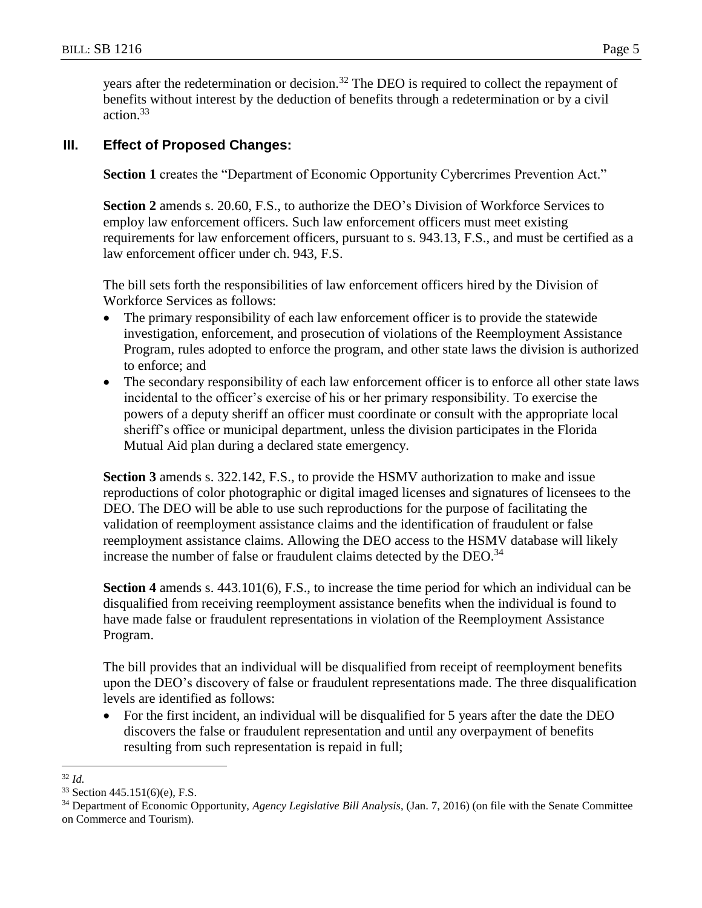years after the redetermination or decision.[32] The DEO is required to collect the repayment of benefits without interest by the deduction of benefits through a redetermination or by a civil action.[33]

## III. Effect of Proposed Changes:

**Section 1** creates the "Department of Economic Opportunity Cybercrimes Prevention Act."

**Section 2** amends s. 20.60, F.S., to authorize the DEO's Division of Workforce Services to employ law enforcement officers. Such law enforcement officers must meet existing requirements for law enforcement officers, pursuant to s. 943.13, F.S., and must be certified as a law enforcement officer under ch. 943, F.S.

The bill sets forth the responsibilities of law enforcement officers hired by the Division of Workforce Services as follows:

- The primary responsibility of each law enforcement officer is to provide the statewide investigation, enforcement, and prosecution of violations of the Reemployment Assistance Program, rules adopted to enforce the program, and other state laws the division is authorized to enforce; and
- The secondary responsibility of each law enforcement officer is to enforce all other state laws incidental to the officer's exercise of his or her primary responsibility. To exercise the powers of a deputy sheriff an officer must coordinate or consult with the appropriate local sheriff's office or municipal department, unless the division participates in the Florida Mutual Aid plan during a declared state emergency.

**Section 3** amends s. 322.142, F.S., to provide the HSMV authorization to make and issue reproductions of color photographic or digital imaged licenses and signatures of licensees to the DEO. The DEO will be able to use such reproductions for the purpose of facilitating the validation of reemployment assistance claims and the identification of fraudulent or false reemployment assistance claims. Allowing the DEO access to the HSMV database will likely increase the number of false or fraudulent claims detected by the DEO.[34]

**Section 4** amends s. 443.101(6), F.S., to increase the time period for which an individual can be disqualified from receiving reemployment assistance benefits when the individual is found to have made false or fraudulent representations in violation of the Reemployment Assistance Program.

The bill provides that an individual will be disqualified from receipt of reemployment benefits upon the DEO's discovery of false or fraudulent representations made. The three disqualification levels are identified as follows:

- For the first incident, an individual will be disqualified for 5 years after the date the DEO discovers the false or fraudulent representation and until any overpayment of benefits resulting from such representation is repaid in full;

---

[32] *Id.*

[33] Section 445.151(6)(e), F.S.

[34] Department of Economic Opportunity, *Agency Legislative Bill Analysis*, (Jan. 7, 2016) (on file with the Senate Committee on Commerce and Tourism).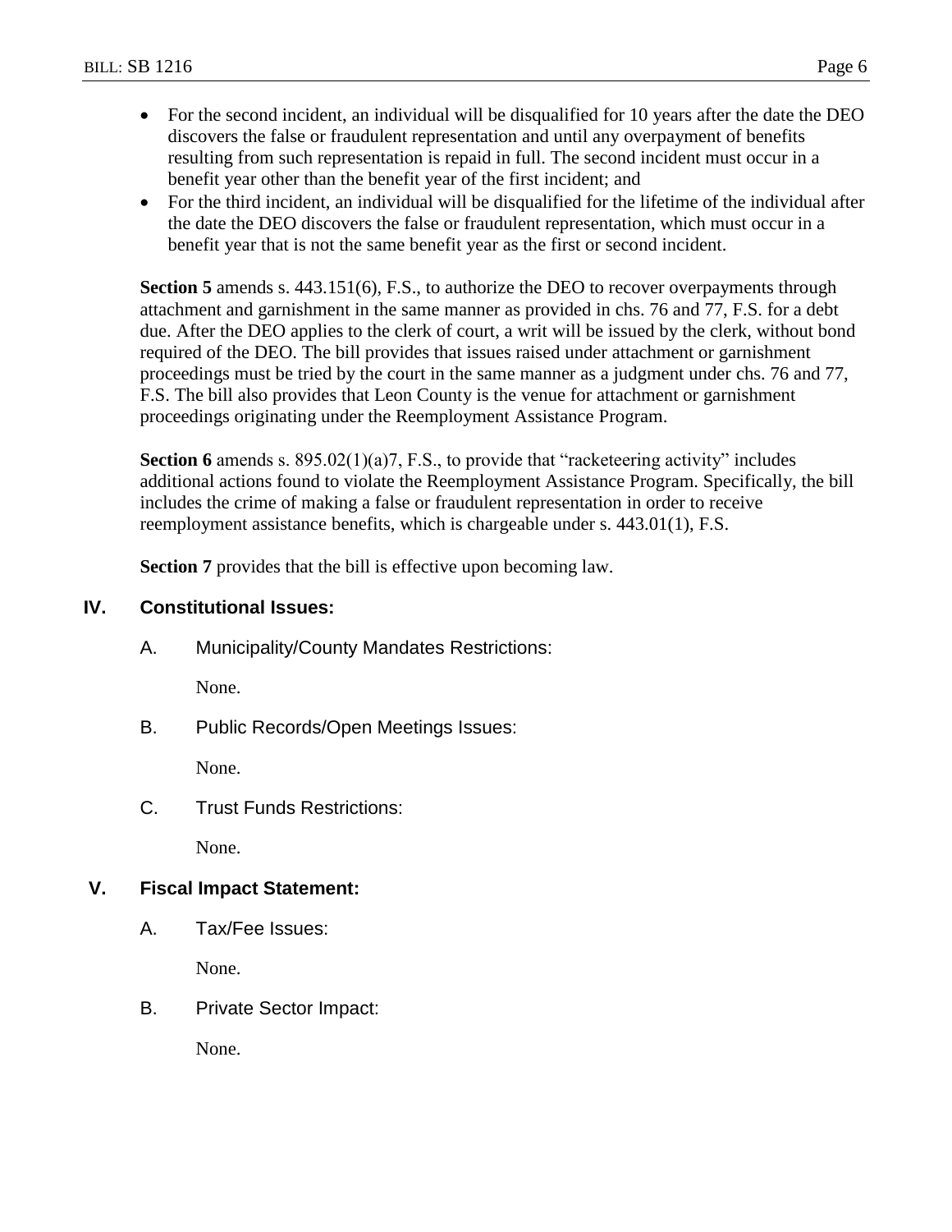- For the second incident, an individual will be disqualified for 10 years after the date the DEO discovers the false or fraudulent representation and until any overpayment of benefits resulting from such representation is repaid in full. The second incident must occur in a benefit year other than the benefit year of the first incident; and
- For the third incident, an individual will be disqualified for the lifetime of the individual after the date the DEO discovers the false or fraudulent representation, which must occur in a benefit year that is not the same benefit year as the first or second incident.

**Section 5** amends s. 443.151(6), F.S., to authorize the DEO to recover overpayments through attachment and garnishment in the same manner as provided in chs. 76 and 77, F.S. for a debt due. After the DEO applies to the clerk of court, a writ will be issued by the clerk, without bond required of the DEO. The bill provides that issues raised under attachment or garnishment proceedings must be tried by the court in the same manner as a judgment under chs. 76 and 77, F.S. The bill also provides that Leon County is the venue for attachment or garnishment proceedings originating under the Reemployment Assistance Program.

**Section 6** amends s. 895.02(1)(a)7, F.S., to provide that "racketeering activity" includes additional actions found to violate the Reemployment Assistance Program. Specifically, the bill includes the crime of making a false or fraudulent representation in order to receive reemployment assistance benefits, which is chargeable under s. 443.01(1), F.S.

**Section 7** provides that the bill is effective upon becoming law.

## IV. Constitutional Issues:

### A. Municipality/County Mandates Restrictions:

None.

### B. Public Records/Open Meetings Issues:

None.

### C. Trust Funds Restrictions:

None.

## V. Fiscal Impact Statement:

### A. Tax/Fee Issues:

None.

### B. Private Sector Impact:

None.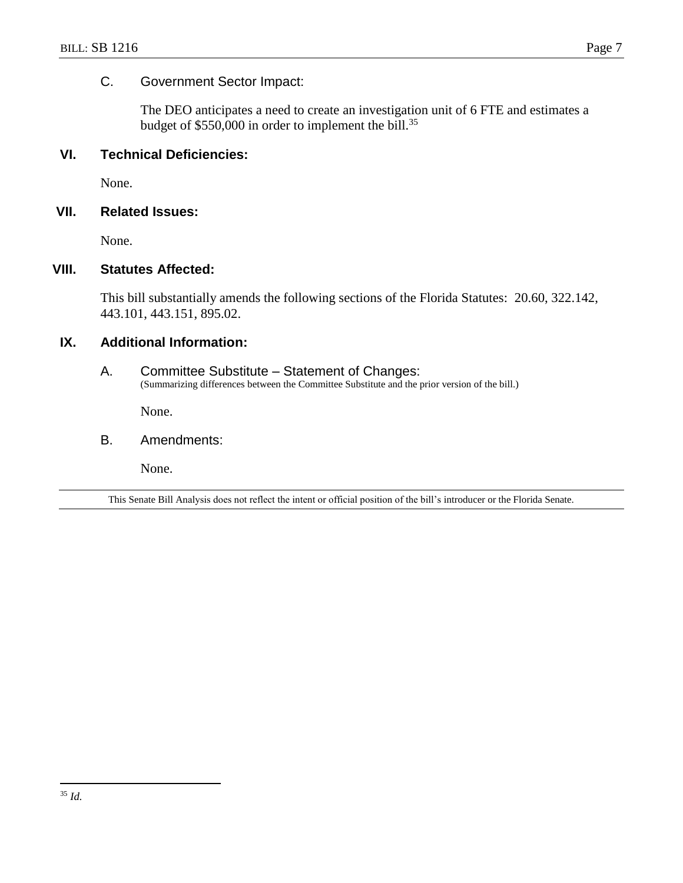### C. Government Sector Impact:

The DEO anticipates a need to create an investigation unit of 6 FTE and estimates a budget of $550,000 in order to implement the bill.[35]

## VI. Technical Deficiencies:

None.

## VII. Related Issues:

None.

## VIII. Statutes Affected:

This bill substantially amends the following sections of the Florida Statutes: 20.60, 322.142, 443.101, 443.151, 895.02.

## IX. Additional Information:

### A. Committee Substitute – Statement of Changes:

(Summarizing differences between the Committee Substitute and the prior version of the bill.)

None.

### B. Amendments:

None.

This Senate Bill Analysis does not reflect the intent or official position of the bill's introducer or the Florida Senate.

---

[35] *Id.*